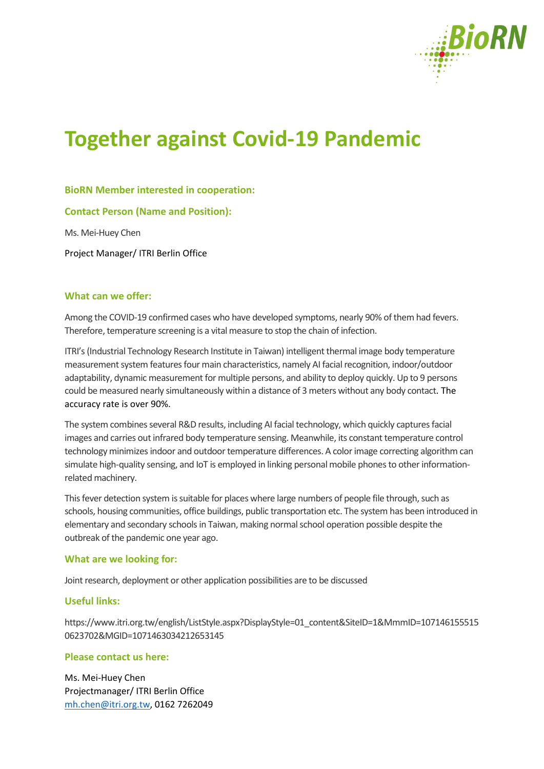# Together against Covid-19 Pandemic

### BioRN Member interested in cooperation:

### Contact Person (Name and Position):

Ms. Mei-Huey Chen

Project Manager/ ITRI Berlin Office

### What can we offer:

Among the COVID-19 confirmed cases who have developed symptoms, nearly 90% of them had fevers. Therefore, temperature screening is a vital measure to stop the chain of infection.

ITRI's (Industrial Technology Research Institute in Taiwan) intelligent thermal image body temperature measurement system features four main characteristics, namely AI facial recognition, indoor/outdoor adaptability, dynamic measurement for multiple persons, and ability to deploy quickly. Up to 9 persons could be measured nearly simultaneously within a distance of 3 meters without any body contact. The accuracy rate is over 90%.

The system combines several R&D results, including AI facial technology, which quickly captures facial images and carries out infrared body temperature sensing. Meanwhile, its constant temperature control technology minimizes indoor and outdoor temperature differences. A color image correcting algorithm can simulate high-quality sensing, and IoT is employed in linking personal mobile phones to other information-related machinery.

This fever detection system is suitable for places where large numbers of people file through, such as schools, housing communities, office buildings, public transportation etc. The system has been introduced in elementary and secondary schools in Taiwan, making normal school operation possible despite the outbreak of the pandemic one year ago.

### What are we looking for:

Joint research, deployment or other application possibilities are to be discussed

### Useful links:

https://www.itri.org.tw/english/ListStyle.aspx?DisplayStyle=01_content&SiteID=1&MmmID=1071461555150623702&MGID=1071463034212653145

### Please contact us here:

Ms. Mei-Huey Chen
Projectmanager/ ITRI Berlin Office
mh.chen@itri.org.tw, 0162 7262049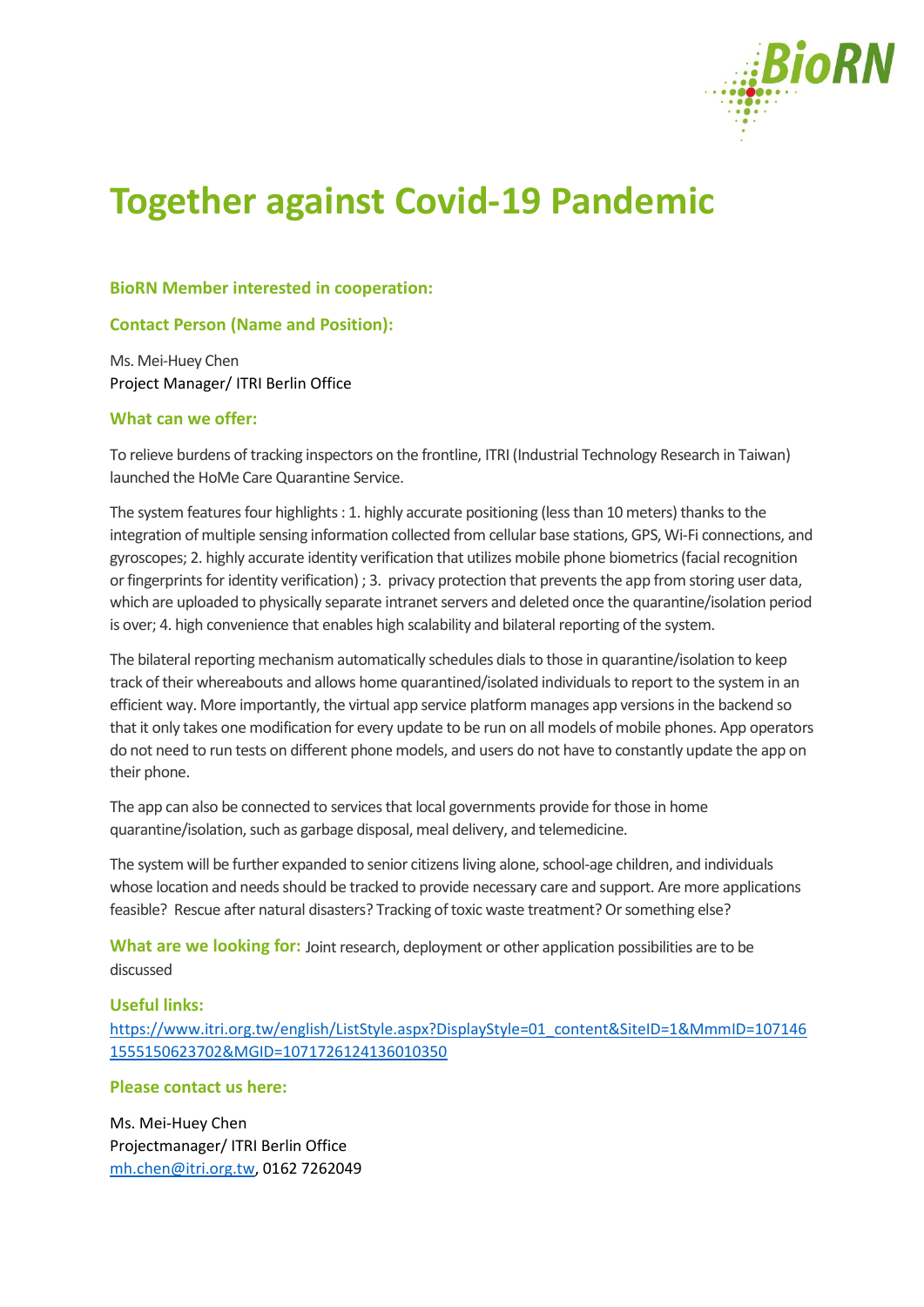# Together against Covid-19 Pandemic

### BioRN Member interested in cooperation:

### Contact Person (Name and Position):

Ms. Mei-Huey Chen
Project Manager/ ITRI Berlin Office

### What can we offer:

To relieve burdens of tracking inspectors on the frontline, ITRI (Industrial Technology Research in Taiwan) launched the HoMe Care Quarantine Service.

The system features four highlights : 1. highly accurate positioning (less than 10 meters) thanks to the integration of multiple sensing information collected from cellular base stations, GPS, Wi-Fi connections, and gyroscopes; 2. highly accurate identity verification that utilizes mobile phone biometrics (facial recognition or fingerprints for identity verification) ; 3. privacy protection that prevents the app from storing user data, which are uploaded to physically separate intranet servers and deleted once the quarantine/isolation period is over; 4. high convenience that enables high scalability and bilateral reporting of the system.

The bilateral reporting mechanism automatically schedules dials to those in quarantine/isolation to keep track of their whereabouts and allows home quarantined/isolated individuals to report to the system in an efficient way. More importantly, the virtual app service platform manages app versions in the backend so that it only takes one modification for every update to be run on all models of mobile phones. App operators do not need to run tests on different phone models, and users do not have to constantly update the app on their phone.

The app can also be connected to services that local governments provide for those in home quarantine/isolation, such as garbage disposal, meal delivery, and telemedicine.

The system will be further expanded to senior citizens living alone, school-age children, and individuals whose location and needs should be tracked to provide necessary care and support. Are more applications feasible? Rescue after natural disasters? Tracking of toxic waste treatment? Or something else?

**What are we looking for:** Joint research, deployment or other application possibilities are to be discussed

### Useful links:

https://www.itri.org.tw/english/ListStyle.aspx?DisplayStyle=01_content&SiteID=1&MmmID=1071461555150623702&MGID=1071726124136010350

### Please contact us here:

Ms. Mei-Huey Chen
Projectmanager/ ITRI Berlin Office
mh.chen@itri.org.tw, 0162 7262049